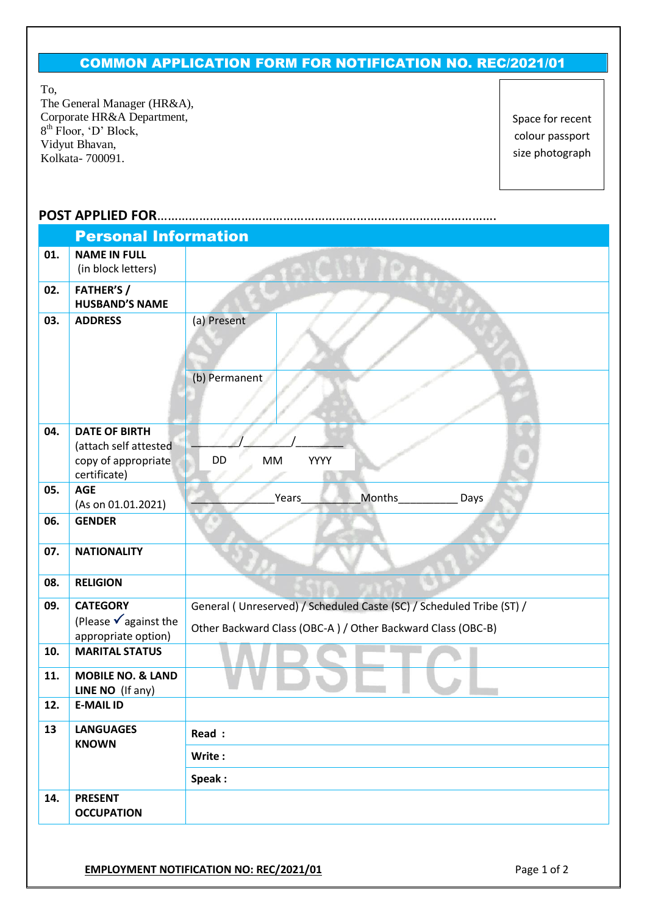## COMMON APPLICATION FORM FOR NOTIFICATION NO. REC/2021/01

To,
The General Manager (HR&A),
Corporate HR&A Department,
8th Floor, 'D' Block,
Vidyut Bhavan,
Kolkata- 700091.

Space for recent colour passport size photograph

**POST APPLIED FOR**……………………………………………………………………………………

| | Personal Information | | |
|---|---|---|---|
| 01. | **NAME IN FULL** (in block letters) | | |
| 02. | **FATHER'S / HUSBAND'S NAME** | | |
| 03. | **ADDRESS** | (a) Present | |
| | | (b) Permanent | |
| 04. | **DATE OF BIRTH** (attach self attested copy of appropriate certificate) | ________/________/________ DD MM YYYY | |
| 05. | **AGE** (As on 01.01.2021) | ____________Years__________Months_________ Days | |
| 06. | **GENDER** | | |
| 07. | **NATIONALITY** | | |
| 08. | **RELIGION** | | |
| 09. | **CATEGORY** (Please ✓ against the appropriate option) | General ( Unreserved) / Scheduled Caste (SC) / Scheduled Tribe (ST) / Other Backward Class (OBC-A ) / Other Backward Class (OBC-B) | |
| 10. | **MARITAL STATUS** | | |
| 11. | **MOBILE NO. & LAND LINE NO** (If any) | | |
| 12. | **E-MAIL ID** | | |
| 13 | **LANGUAGES KNOWN** | **Read :** | |
| | | **Write :** | |
| | | **Speak :** | |
| 14. | **PRESENT OCCUPATION** | | |

**EMPLOYMENT NOTIFICATION NO: REC/2021/01**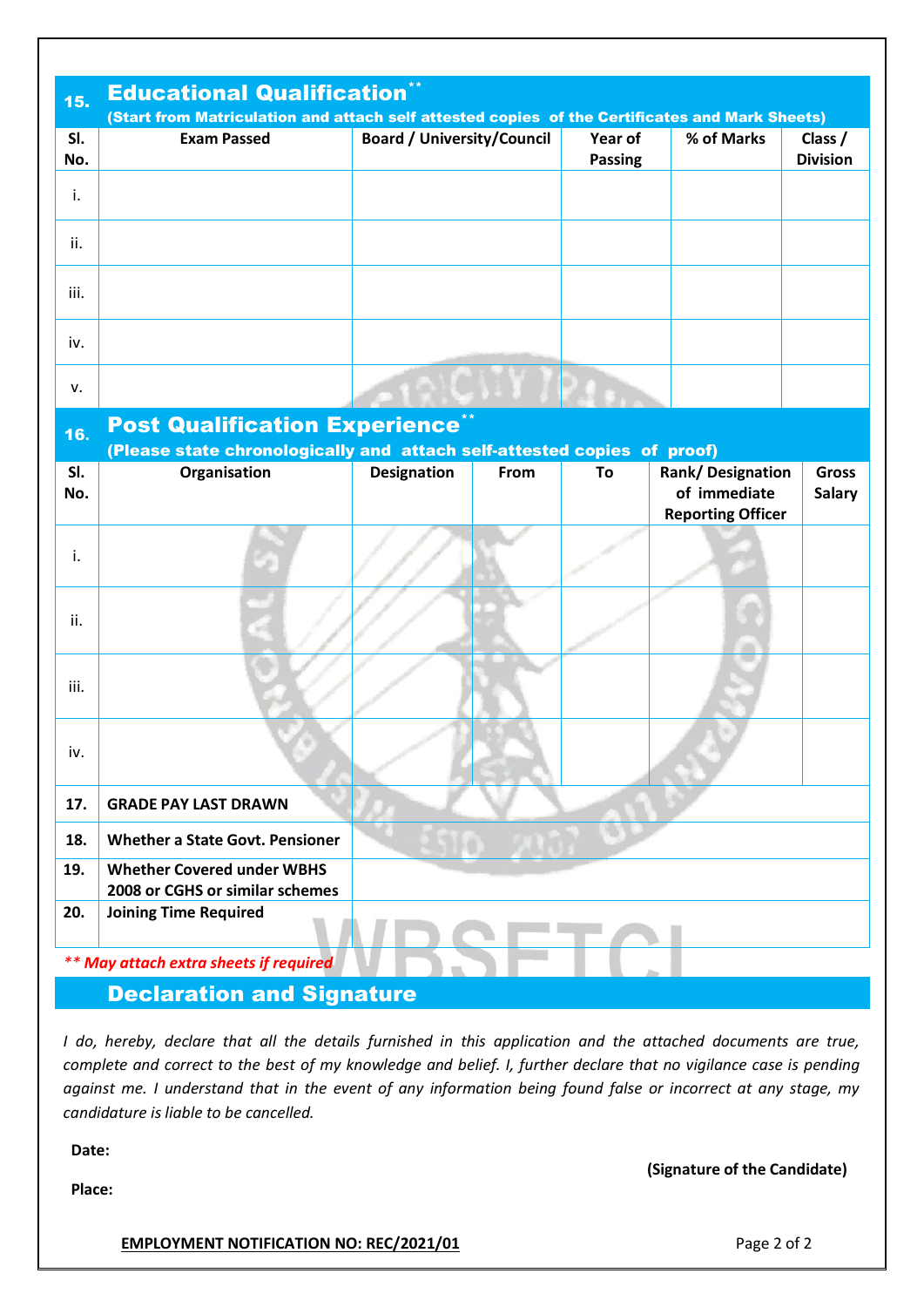## 15. Educational Qualification**

**(Start from Matriculation and attach self attested copies of the Certificates and Mark Sheets)**

| Sl. No. | Exam Passed | Board / University/Council | Year of Passing | % of Marks | Class / Division |
|---|---|---|---|---|---|
| i. | | | | | |
| ii. | | | | | |
| iii. | | | | | |
| iv. | | | | | |
| v. | | | | | |

## 16. Post Qualification Experience**

**(Please state chronologically and attach self-attested copies of proof)**

| Sl. No. | Organisation | Designation | From | To | Rank/ Designation of immediate Reporting Officer | Gross Salary |
|---|---|---|---|---|---|---|
| i. | | | | | | |
| ii. | | | | | | |
| iii. | | | | | | |
| iv. | | | | | | |

| | | |
|---|---|---|
| **17.** | **GRADE PAY LAST DRAWN** | |
| **18.** | **Whether a State Govt. Pensioner** | |
| **19.** | **Whether Covered under WBHS 2008 or CGHS or similar schemes** | |
| **20.** | **Joining Time Required** | |

*** May attach extra sheets if required*

## Declaration and Signature

*I do, hereby, declare that all the details furnished in this application and the attached documents are true, complete and correct to the best of my knowledge and belief. I, further declare that no vigilance case is pending against me. I understand that in the event of any information being found false or incorrect at any stage, my candidature is liable to be cancelled.*

**Date:**

**(Signature of the Candidate)**

**Place:**

**EMPLOYMENT NOTIFICATION NO: REC/2021/01**